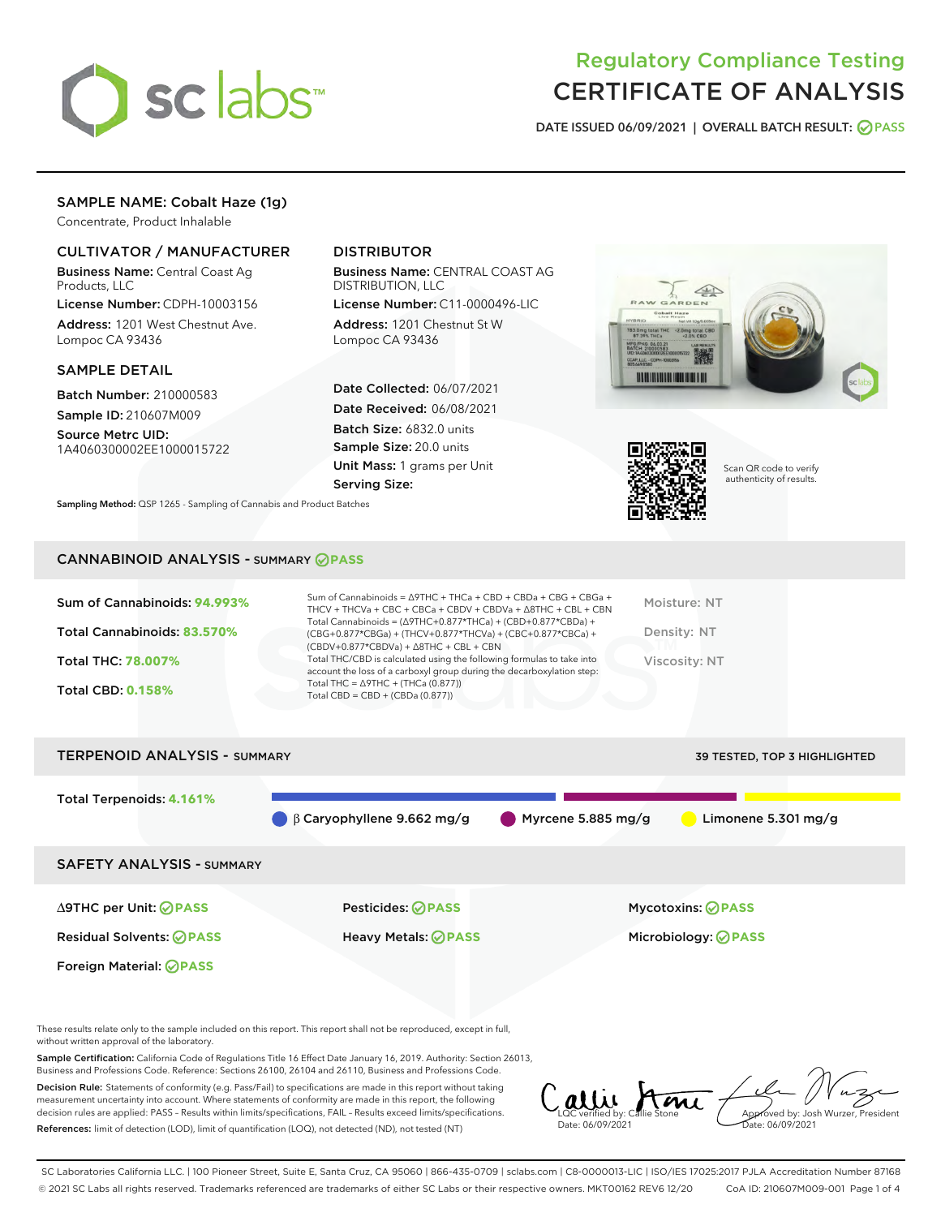# Regulatory Compliance Testing
# CERTIFICATE OF ANALYSIS

DATE ISSUED 06/09/2021 | OVERALL BATCH RESULT: PASS

## SAMPLE NAME: Cobalt Haze (1g)

Concentrate, Product Inhalable

### CULTIVATOR / MANUFACTURER

**Business Name:** Central Coast Ag Products, LLC
**License Number:** CDPH-10003156
**Address:** 1201 West Chestnut Ave. Lompoc CA 93436

### DISTRIBUTOR

**Business Name:** CENTRAL COAST AG DISTRIBUTION, LLC
**License Number:** C11-0000496-LIC
**Address:** 1201 Chestnut St W Lompoc CA 93436

### SAMPLE DETAIL

**Batch Number:** 210000583
**Sample ID:** 210607M009
**Source Metrc UID:** 1A4060300002EE1000015722

**Date Collected:** 06/07/2021
**Date Received:** 06/08/2021
**Batch Size:** 6832.0 units
**Sample Size:** 20.0 units
**Unit Mass:** 1 grams per Unit
**Serving Size:**

Scan QR code to verify authenticity of results.

**Sampling Method:** QSP 1265 - Sampling of Cannabis and Product Batches

## CANNABINOID ANALYSIS - SUMMARY PASS

Sum of Cannabinoids: **94.993%**
Total Cannabinoids: **83.570%**
Total THC: **78.007%**
Total CBD: **0.158%**

Sum of Cannabinoids = Δ9THC + THCa + CBD + CBDa + CBG + CBGa + THCV + THCVa + CBC + CBCa + CBDV + CBDVa + Δ8THC + CBL + CBN
Total Cannabinoids = (Δ9THC+0.877*THCa) + (CBD+0.877*CBDa) + (CBG+0.877*CBGa) + (THCV+0.877*THCVa) + (CBC+0.877*CBCa) + (CBDV+0.877*CBDVa) + Δ8THC + CBL + CBN
Total THC/CBD is calculated using the following formulas to take into account the loss of a carboxyl group during the decarboxylation step:
Total THC = Δ9THC + (THCa (0.877))
Total CBD = CBD + (CBDa (0.877))

Moisture: NT
Density: NT
Viscosity: NT

## TERPENOID ANALYSIS - SUMMARY

39 TESTED, TOP 3 HIGHLIGHTED

Total Terpenoids: **4.161%**

β Caryophyllene 9.662 mg/g | Myrcene 5.885 mg/g | Limonene 5.301 mg/g

## SAFETY ANALYSIS - SUMMARY

| | | |
|---|---|---|
| Δ9THC per Unit: PASS | Pesticides: PASS | Mycotoxins: PASS |
| Residual Solvents: PASS | Heavy Metals: PASS | Microbiology: PASS |
| Foreign Material: PASS | | |

These results relate only to the sample included on this report. This report shall not be reproduced, except in full, without written approval of the laboratory.

**Sample Certification:** California Code of Regulations Title 16 Effect Date January 16, 2019. Authority: Section 26013, Business and Professions Code. Reference: Sections 26100, 26104 and 26110, Business and Professions Code.

**Decision Rule:** Statements of conformity (e.g. Pass/Fail) to specifications are made in this report without taking measurement uncertainty into account. Where statements of conformity are made in this report, the following decision rules are applied: PASS – Results within limits/specifications, FAIL – Results exceed limits/specifications.

**References:** limit of detection (LOD), limit of quantification (LOQ), not detected (ND), not tested (NT)

LQC verified by: Callie Stone
Date: 06/09/2021

Approved by: Josh Wurzer, President
Date: 06/09/2021

SC Laboratories California LLC. | 100 Pioneer Street, Suite E, Santa Cruz, CA 95060 | 866-435-0709 | sclabs.com | C8-0000013-LIC | ISO/IES 17025:2017 PJLA Accreditation Number 87168
© 2021 SC Labs all rights reserved. Trademarks referenced are trademarks of either SC Labs or their respective owners. MKT00162 REV6 12/20 CoA ID: 210607M009-001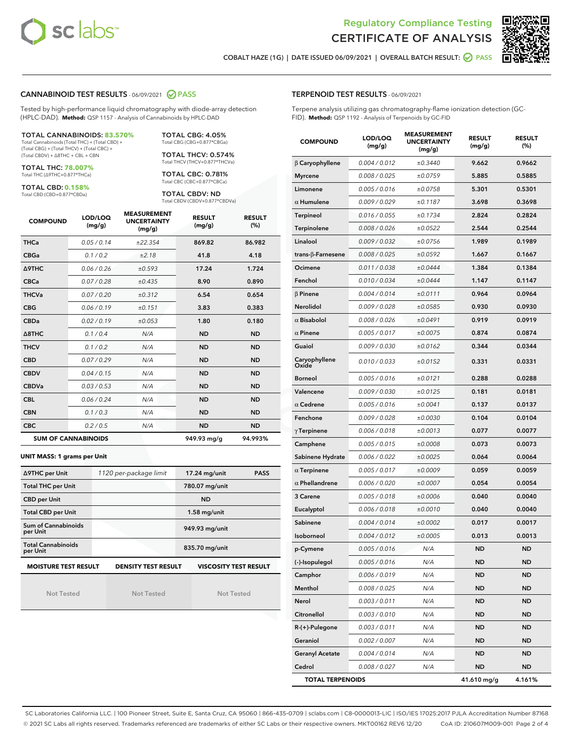Regulatory Compliance Testing

# CERTIFICATE OF ANALYSIS

COBALT HAZE (1G) | DATE ISSUED 06/09/2021 | OVERALL BATCH RESULT: PASS

## CANNABINOID TEST RESULTS - 06/09/2021 PASS

Tested by high-performance liquid chromatography with diode-array detection (HPLC-DAD). **Method:** QSP 1157 - Analysis of Cannabinoids by HPLC-DAD

**TOTAL CANNABINOIDS: 83.570%**
Total Cannabinoids (Total THC) + (Total CBD) + (Total CBG) + (Total THCV) + (Total CBC) + (Total CBDV) + Δ8THC + CBL + CBN

**TOTAL THC: 78.007%**
Total THC (Δ9THC+0.877*THCa)

**TOTAL CBD: 0.158%**
Total CBD (CBD+0.877*CBDa)

**TOTAL CBG: 4.05%**
Total CBG (CBG+0.877*CBGa)

**TOTAL THCV: 0.574%**
Total THCV (THCV+0.877*THCVa)

**TOTAL CBC: 0.781%**
Total CBC (CBC+0.877*CBCa)

**TOTAL CBDV: ND**
Total CBDV (CBDV+0.877*CBDVa)

| COMPOUND | LOD/LOQ (mg/g) | MEASUREMENT UNCERTAINTY (mg/g) | RESULT (mg/g) | RESULT (%) |
|---|---|---|---|---|
| THCa | 0.05 / 0.14 | ±22.354 | 869.82 | 86.982 |
| CBGa | 0.1 / 0.2 | ±2.18 | 41.8 | 4.18 |
| Δ9THC | 0.06 / 0.26 | ±0.593 | 17.24 | 1.724 |
| CBCa | 0.07 / 0.28 | ±0.435 | 8.90 | 0.890 |
| THCVa | 0.07 / 0.20 | ±0.312 | 6.54 | 0.654 |
| CBG | 0.06 / 0.19 | ±0.151 | 3.83 | 0.383 |
| CBDa | 0.02 / 0.19 | ±0.053 | 1.80 | 0.180 |
| Δ8THC | 0.1 / 0.4 | N/A | ND | ND |
| THCV | 0.1 / 0.2 | N/A | ND | ND |
| CBD | 0.07 / 0.29 | N/A | ND | ND |
| CBDV | 0.04 / 0.15 | N/A | ND | ND |
| CBDVa | 0.03 / 0.53 | N/A | ND | ND |
| CBL | 0.06 / 0.24 | N/A | ND | ND |
| CBN | 0.1 / 0.3 | N/A | ND | ND |
| CBC | 0.2 / 0.5 | N/A | ND | ND |
| **SUM OF CANNABINOIDS** | | | **949.93 mg/g** | **94.993%** |

**UNIT MASS: 1 grams per Unit**

| | | | |
|---|---|---|---|
| Δ9THC per Unit | 1120 per-package limit | 17.24 mg/unit | PASS |
| Total THC per Unit | | 780.07 mg/unit | |
| CBD per Unit | | ND | |
| Total CBD per Unit | | 1.58 mg/unit | |
| Sum of Cannabinoids per Unit | | 949.93 mg/unit | |
| Total Cannabinoids per Unit | | 835.70 mg/unit | |

| MOISTURE TEST RESULT | DENSITY TEST RESULT | VISCOSITY TEST RESULT |
|---|---|---|
| Not Tested | Not Tested | Not Tested |

## TERPENOID TEST RESULTS - 06/09/2021

Terpene analysis utilizing gas chromatography-flame ionization detection (GC-FID). **Method:** QSP 1192 - Analysis of Terpenoids by GC-FID

| COMPOUND | LOD/LOQ (mg/g) | MEASUREMENT UNCERTAINTY (mg/g) | RESULT (mg/g) | RESULT (%) |
|---|---|---|---|---|
| β Caryophyllene | 0.004 / 0.012 | ±0.3440 | 9.662 | 0.9662 |
| Myrcene | 0.008 / 0.025 | ±0.0759 | 5.885 | 0.5885 |
| Limonene | 0.005 / 0.016 | ±0.0758 | 5.301 | 0.5301 |
| α Humulene | 0.009 / 0.029 | ±0.1187 | 3.698 | 0.3698 |
| Terpineol | 0.016 / 0.055 | ±0.1734 | 2.824 | 0.2824 |
| Terpinolene | 0.008 / 0.026 | ±0.0522 | 2.544 | 0.2544 |
| Linalool | 0.009 / 0.032 | ±0.0756 | 1.989 | 0.1989 |
| trans-β-Farnesene | 0.008 / 0.025 | ±0.0592 | 1.667 | 0.1667 |
| Ocimene | 0.011 / 0.038 | ±0.0444 | 1.384 | 0.1384 |
| Fenchol | 0.010 / 0.034 | ±0.0444 | 1.147 | 0.1147 |
| β Pinene | 0.004 / 0.014 | ±0.0111 | 0.964 | 0.0964 |
| Nerolidol | 0.009 / 0.028 | ±0.0585 | 0.930 | 0.0930 |
| α Bisabolol | 0.008 / 0.026 | ±0.0491 | 0.919 | 0.0919 |
| α Pinene | 0.005 / 0.017 | ±0.0075 | 0.874 | 0.0874 |
| Guaiol | 0.009 / 0.030 | ±0.0162 | 0.344 | 0.0344 |
| Caryophyllene Oxide | 0.010 / 0.033 | ±0.0152 | 0.331 | 0.0331 |
| Borneol | 0.005 / 0.016 | ±0.0121 | 0.288 | 0.0288 |
| Valencene | 0.009 / 0.030 | ±0.0125 | 0.181 | 0.0181 |
| α Cedrene | 0.005 / 0.016 | ±0.0041 | 0.137 | 0.0137 |
| Fenchone | 0.009 / 0.028 | ±0.0030 | 0.104 | 0.0104 |
| γ Terpinene | 0.006 / 0.018 | ±0.0013 | 0.077 | 0.0077 |
| Camphene | 0.005 / 0.015 | ±0.0008 | 0.073 | 0.0073 |
| Sabinene Hydrate | 0.006 / 0.022 | ±0.0025 | 0.064 | 0.0064 |
| α Terpinene | 0.005 / 0.017 | ±0.0009 | 0.059 | 0.0059 |
| α Phellandrene | 0.006 / 0.020 | ±0.0007 | 0.054 | 0.0054 |
| 3 Carene | 0.005 / 0.018 | ±0.0006 | 0.040 | 0.0040 |
| Eucalyptol | 0.006 / 0.018 | ±0.0010 | 0.040 | 0.0040 |
| Sabinene | 0.004 / 0.014 | ±0.0002 | 0.017 | 0.0017 |
| Isoborneol | 0.004 / 0.012 | ±0.0005 | 0.013 | 0.0013 |
| p-Cymene | 0.005 / 0.016 | N/A | ND | ND |
| (-)-Isopulegol | 0.005 / 0.016 | N/A | ND | ND |
| Camphor | 0.006 / 0.019 | N/A | ND | ND |
| Menthol | 0.008 / 0.025 | N/A | ND | ND |
| Nerol | 0.003 / 0.011 | N/A | ND | ND |
| Citronellol | 0.003 / 0.010 | N/A | ND | ND |
| R-(+)-Pulegone | 0.003 / 0.011 | N/A | ND | ND |
| Geraniol | 0.002 / 0.007 | N/A | ND | ND |
| Geranyl Acetate | 0.004 / 0.014 | N/A | ND | ND |
| Cedrol | 0.008 / 0.027 | N/A | ND | ND |
| **TOTAL TERPENOIDS** | | | **41.610 mg/g** | **4.161%** |

SC Laboratories California LLC. | 100 Pioneer Street, Suite E, Santa Cruz, CA 95060 | 866-435-0709 | sclabs.com | C8-0000013-LIC | ISO/IES 17025:2017 PJLA Accreditation Number 87168
© 2021 SC Labs all rights reserved. Trademarks referenced are trademarks of either SC Labs or their respective owners. MKT00162 REV6 12/20 CoA ID: 210607M009-001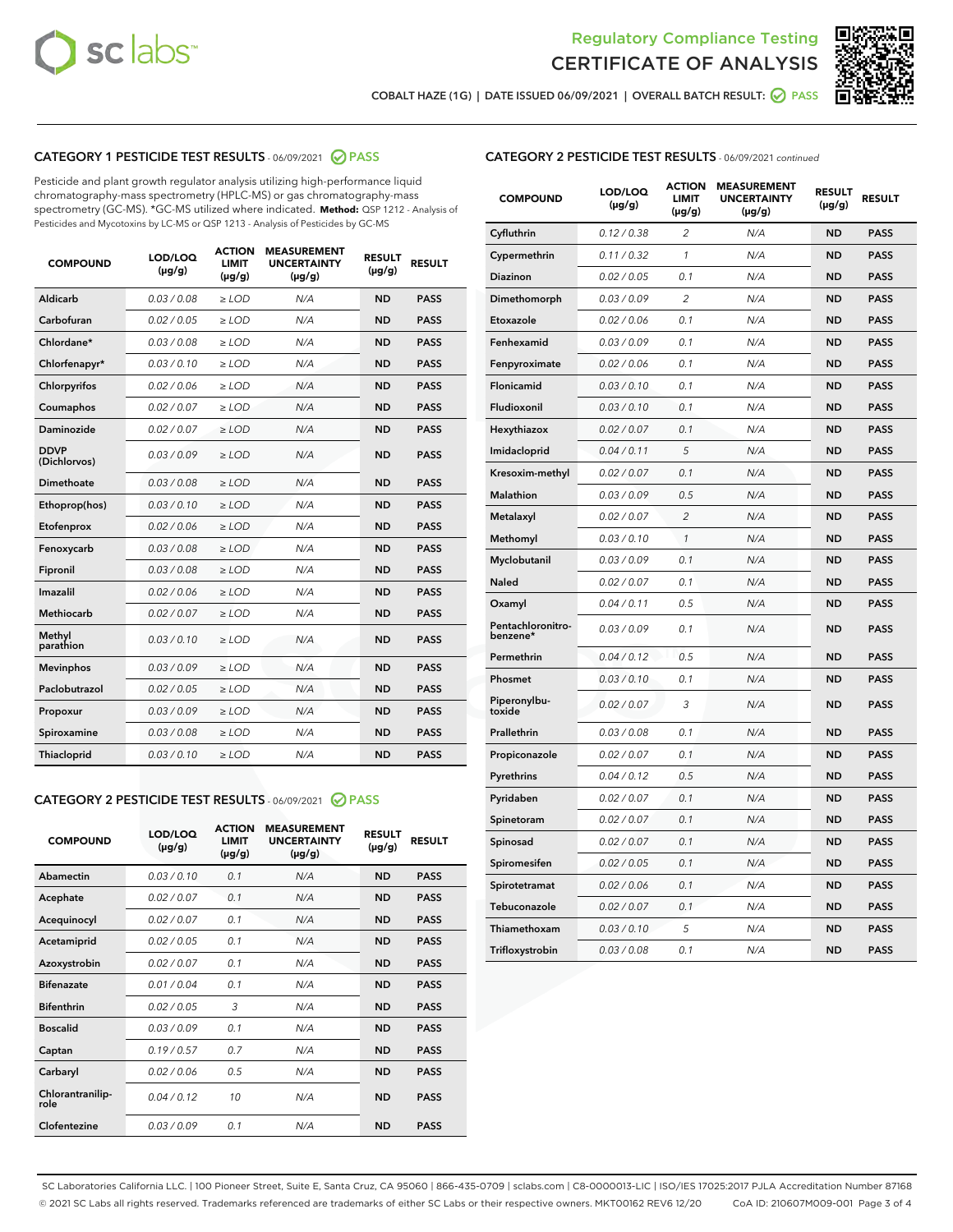Regulatory Compliance Testing
CERTIFICATE OF ANALYSIS

COBALT HAZE (1G) | DATE ISSUED 06/09/2021 | OVERALL BATCH RESULT: PASS

## CATEGORY 1 PESTICIDE TEST RESULTS - 06/09/2021 PASS

Pesticide and plant growth regulator analysis utilizing high-performance liquid chromatography-mass spectrometry (HPLC-MS) or gas chromatography-mass spectrometry (GC-MS). *GC-MS utilized where indicated. **Method:** QSP 1212 - Analysis of Pesticides and Mycotoxins by LC-MS or QSP 1213 - Analysis of Pesticides by GC-MS

| COMPOUND | LOD/LOQ (µg/g) | ACTION LIMIT (µg/g) | MEASUREMENT UNCERTAINTY (µg/g) | RESULT (µg/g) | RESULT |
|---|---|---|---|---|---|
| Aldicarb | 0.03 / 0.08 | ≥ LOD | N/A | ND | PASS |
| Carbofuran | 0.02 / 0.05 | ≥ LOD | N/A | ND | PASS |
| Chlordane* | 0.03 / 0.08 | ≥ LOD | N/A | ND | PASS |
| Chlorfenapyr* | 0.03 / 0.10 | ≥ LOD | N/A | ND | PASS |
| Chlorpyrifos | 0.02 / 0.06 | ≥ LOD | N/A | ND | PASS |
| Coumaphos | 0.02 / 0.07 | ≥ LOD | N/A | ND | PASS |
| Daminozide | 0.02 / 0.07 | ≥ LOD | N/A | ND | PASS |
| DDVP (Dichlorvos) | 0.03 / 0.09 | ≥ LOD | N/A | ND | PASS |
| Dimethoate | 0.03 / 0.08 | ≥ LOD | N/A | ND | PASS |
| Ethoprop(hos) | 0.03 / 0.10 | ≥ LOD | N/A | ND | PASS |
| Etofenprox | 0.02 / 0.06 | ≥ LOD | N/A | ND | PASS |
| Fenoxycarb | 0.03 / 0.08 | ≥ LOD | N/A | ND | PASS |
| Fipronil | 0.03 / 0.08 | ≥ LOD | N/A | ND | PASS |
| Imazalil | 0.02 / 0.06 | ≥ LOD | N/A | ND | PASS |
| Methiocarb | 0.02 / 0.07 | ≥ LOD | N/A | ND | PASS |
| Methyl parathion | 0.03 / 0.10 | ≥ LOD | N/A | ND | PASS |
| Mevinphos | 0.03 / 0.09 | ≥ LOD | N/A | ND | PASS |
| Paclobutrazol | 0.02 / 0.05 | ≥ LOD | N/A | ND | PASS |
| Propoxur | 0.03 / 0.09 | ≥ LOD | N/A | ND | PASS |
| Spiroxamine | 0.03 / 0.08 | ≥ LOD | N/A | ND | PASS |
| Thiacloprid | 0.03 / 0.10 | ≥ LOD | N/A | ND | PASS |

## CATEGORY 2 PESTICIDE TEST RESULTS - 06/09/2021 PASS

| COMPOUND | LOD/LOQ (µg/g) | ACTION LIMIT (µg/g) | MEASUREMENT UNCERTAINTY (µg/g) | RESULT (µg/g) | RESULT |
|---|---|---|---|---|---|
| Abamectin | 0.03 / 0.10 | 0.1 | N/A | ND | PASS |
| Acephate | 0.02 / 0.07 | 0.1 | N/A | ND | PASS |
| Acequinocyl | 0.02 / 0.07 | 0.1 | N/A | ND | PASS |
| Acetamiprid | 0.02 / 0.05 | 0.1 | N/A | ND | PASS |
| Azoxystrobin | 0.02 / 0.07 | 0.1 | N/A | ND | PASS |
| Bifenazate | 0.01 / 0.04 | 0.1 | N/A | ND | PASS |
| Bifenthrin | 0.02 / 0.05 | 3 | N/A | ND | PASS |
| Boscalid | 0.03 / 0.09 | 0.1 | N/A | ND | PASS |
| Captan | 0.19 / 0.57 | 0.7 | N/A | ND | PASS |
| Carbaryl | 0.02 / 0.06 | 0.5 | N/A | ND | PASS |
| Chlorantraniliprole | 0.04 / 0.12 | 10 | N/A | ND | PASS |
| Clofentezine | 0.03 / 0.09 | 0.1 | N/A | ND | PASS |
| Cyfluthrin | 0.12 / 0.38 | 2 | N/A | ND | PASS |
| Cypermethrin | 0.11 / 0.32 | 1 | N/A | ND | PASS |
| Diazinon | 0.02 / 0.05 | 0.1 | N/A | ND | PASS |
| Dimethomorph | 0.03 / 0.09 | 2 | N/A | ND | PASS |
| Etoxazole | 0.02 / 0.06 | 0.1 | N/A | ND | PASS |
| Fenhexamid | 0.03 / 0.09 | 0.1 | N/A | ND | PASS |
| Fenpyroximate | 0.02 / 0.06 | 0.1 | N/A | ND | PASS |
| Flonicamid | 0.03 / 0.10 | 0.1 | N/A | ND | PASS |
| Fludioxonil | 0.03 / 0.10 | 0.1 | N/A | ND | PASS |
| Hexythiazox | 0.02 / 0.07 | 0.1 | N/A | ND | PASS |
| Imidacloprid | 0.04 / 0.11 | 5 | N/A | ND | PASS |
| Kresoxim-methyl | 0.02 / 0.07 | 0.1 | N/A | ND | PASS |
| Malathion | 0.03 / 0.09 | 0.5 | N/A | ND | PASS |
| Metalaxyl | 0.02 / 0.07 | 2 | N/A | ND | PASS |
| Methomyl | 0.03 / 0.10 | 1 | N/A | ND | PASS |
| Myclobutanil | 0.03 / 0.09 | 0.1 | N/A | ND | PASS |
| Naled | 0.02 / 0.07 | 0.1 | N/A | ND | PASS |
| Oxamyl | 0.04 / 0.11 | 0.5 | N/A | ND | PASS |
| Pentachloronitrobenzene* | 0.03 / 0.09 | 0.1 | N/A | ND | PASS |
| Permethrin | 0.04 / 0.12 | 0.5 | N/A | ND | PASS |
| Phosmet | 0.03 / 0.10 | 0.1 | N/A | ND | PASS |
| Piperonylbutoxide | 0.02 / 0.07 | 3 | N/A | ND | PASS |
| Prallethrin | 0.03 / 0.08 | 0.1 | N/A | ND | PASS |
| Propiconazole | 0.02 / 0.07 | 0.1 | N/A | ND | PASS |
| Pyrethrins | 0.04 / 0.12 | 0.5 | N/A | ND | PASS |
| Pyridaben | 0.02 / 0.07 | 0.1 | N/A | ND | PASS |
| Spinetoram | 0.02 / 0.07 | 0.1 | N/A | ND | PASS |
| Spinosad | 0.02 / 0.07 | 0.1 | N/A | ND | PASS |
| Spiromesifen | 0.02 / 0.05 | 0.1 | N/A | ND | PASS |
| Spirotetramat | 0.02 / 0.06 | 0.1 | N/A | ND | PASS |
| Tebuconazole | 0.02 / 0.07 | 0.1 | N/A | ND | PASS |
| Thiamethoxam | 0.03 / 0.10 | 5 | N/A | ND | PASS |
| Trifloxystrobin | 0.03 / 0.08 | 0.1 | N/A | ND | PASS |

SC Laboratories California LLC. | 100 Pioneer Street, Suite E, Santa Cruz, CA 95060 | 866-435-0709 | sclabs.com | C8-0000013-LIC | ISO/IES 17025:2017 PJLA Accreditation Number 87168
© 2021 SC Labs all rights reserved. Trademarks referenced are trademarks of either SC Labs or their respective owners. MKT00162 REV6 12/20 CoA ID: 210607M009-001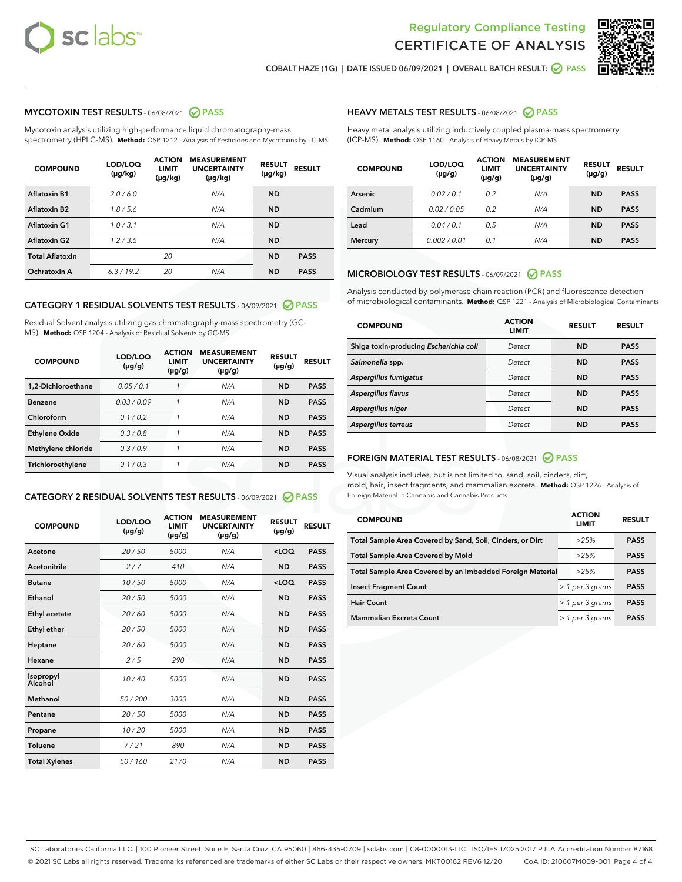Regulatory Compliance Testing
# CERTIFICATE OF ANALYSIS

COBALT HAZE (1G) | DATE ISSUED 06/09/2021 | OVERALL BATCH RESULT: PASS

## MYCOTOXIN TEST RESULTS - 06/08/2021 PASS

Mycotoxin analysis utilizing high-performance liquid chromatography-mass spectrometry (HPLC-MS). **Method:** QSP 1212 - Analysis of Pesticides and Mycotoxins by LC-MS

| COMPOUND | LOD/LOQ (µg/kg) | ACTION LIMIT (µg/kg) | MEASUREMENT UNCERTAINTY (µg/kg) | RESULT (µg/kg) | RESULT |
|---|---|---|---|---|---|
| Aflatoxin B1 | 2.0 / 6.0 | | N/A | ND | |
| Aflatoxin B2 | 1.8 / 5.6 | | N/A | ND | |
| Aflatoxin G1 | 1.0 / 3.1 | | N/A | ND | |
| Aflatoxin G2 | 1.2 / 3.5 | | N/A | ND | |
| Total Aflatoxin | | 20 | | ND | PASS |
| Ochratoxin A | 6.3 / 19.2 | 20 | N/A | ND | PASS |

## CATEGORY 1 RESIDUAL SOLVENTS TEST RESULTS - 06/09/2021 PASS

Residual Solvent analysis utilizing gas chromatography-mass spectrometry (GC-MS). **Method:** QSP 1204 - Analysis of Residual Solvents by GC-MS

| COMPOUND | LOD/LOQ (µg/g) | ACTION LIMIT (µg/g) | MEASUREMENT UNCERTAINTY (µg/g) | RESULT (µg/g) | RESULT |
|---|---|---|---|---|---|
| 1,2-Dichloroethane | 0.05 / 0.1 | 1 | N/A | ND | PASS |
| Benzene | 0.03 / 0.09 | 1 | N/A | ND | PASS |
| Chloroform | 0.1 / 0.2 | 1 | N/A | ND | PASS |
| Ethylene Oxide | 0.3 / 0.8 | 1 | N/A | ND | PASS |
| Methylene chloride | 0.3 / 0.9 | 1 | N/A | ND | PASS |
| Trichloroethylene | 0.1 / 0.3 | 1 | N/A | ND | PASS |

## CATEGORY 2 RESIDUAL SOLVENTS TEST RESULTS - 06/09/2021 PASS

| COMPOUND | LOD/LOQ (µg/g) | ACTION LIMIT (µg/g) | MEASUREMENT UNCERTAINTY (µg/g) | RESULT (µg/g) | RESULT |
|---|---|---|---|---|---|
| Acetone | 20 / 50 | 5000 | N/A | <LOQ | PASS |
| Acetonitrile | 2 / 7 | 410 | N/A | ND | PASS |
| Butane | 10 / 50 | 5000 | N/A | <LOQ | PASS |
| Ethanol | 20 / 50 | 5000 | N/A | ND | PASS |
| Ethyl acetate | 20 / 60 | 5000 | N/A | ND | PASS |
| Ethyl ether | 20 / 50 | 5000 | N/A | ND | PASS |
| Heptane | 20 / 60 | 5000 | N/A | ND | PASS |
| Hexane | 2 / 5 | 290 | N/A | ND | PASS |
| Isopropyl Alcohol | 10 / 40 | 5000 | N/A | ND | PASS |
| Methanol | 50 / 200 | 3000 | N/A | ND | PASS |
| Pentane | 20 / 50 | 5000 | N/A | ND | PASS |
| Propane | 10 / 20 | 5000 | N/A | ND | PASS |
| Toluene | 7 / 21 | 890 | N/A | ND | PASS |
| Total Xylenes | 50 / 160 | 2170 | N/A | ND | PASS |

## HEAVY METALS TEST RESULTS - 06/08/2021 PASS

Heavy metal analysis utilizing inductively coupled plasma-mass spectrometry (ICP-MS). **Method:** QSP 1160 - Analysis of Heavy Metals by ICP-MS

| COMPOUND | LOD/LOQ (µg/g) | ACTION LIMIT (µg/g) | MEASUREMENT UNCERTAINTY (µg/g) | RESULT (µg/g) | RESULT |
|---|---|---|---|---|---|
| Arsenic | 0.02 / 0.1 | 0.2 | N/A | ND | PASS |
| Cadmium | 0.02 / 0.05 | 0.2 | N/A | ND | PASS |
| Lead | 0.04 / 0.1 | 0.5 | N/A | ND | PASS |
| Mercury | 0.002 / 0.01 | 0.1 | N/A | ND | PASS |

## MICROBIOLOGY TEST RESULTS - 06/09/2021 PASS

Analysis conducted by polymerase chain reaction (PCR) and fluorescence detection of microbiological contaminants. **Method:** QSP 1221 - Analysis of Microbiological Contaminants

| COMPOUND | ACTION LIMIT | RESULT | RESULT |
|---|---|---|---|
| Shiga toxin-producing *Escherichia coli* | Detect | ND | PASS |
| *Salmonella* spp. | Detect | ND | PASS |
| *Aspergillus fumigatus* | Detect | ND | PASS |
| *Aspergillus flavus* | Detect | ND | PASS |
| *Aspergillus niger* | Detect | ND | PASS |
| *Aspergillus terreus* | Detect | ND | PASS |

## FOREIGN MATERIAL TEST RESULTS - 06/08/2021 PASS

Visual analysis includes, but is not limited to, sand, soil, cinders, dirt, mold, hair, insect fragments, and mammalian excreta. **Method:** QSP 1226 - Analysis of Foreign Material in Cannabis and Cannabis Products

| COMPOUND | ACTION LIMIT | RESULT |
|---|---|---|
| Total Sample Area Covered by Sand, Soil, Cinders, or Dirt | >25% | PASS |
| Total Sample Area Covered by Mold | >25% | PASS |
| Total Sample Area Covered by an Imbedded Foreign Material | >25% | PASS |
| Insect Fragment Count | > 1 per 3 grams | PASS |
| Hair Count | > 1 per 3 grams | PASS |
| Mammalian Excreta Count | > 1 per 3 grams | PASS |

SC Laboratories California LLC. | 100 Pioneer Street, Suite E, Santa Cruz, CA 95060 | 866-435-0709 | sclabs.com | C8-0000013-LIC | ISO/IES 17025:2017 PJLA Accreditation Number 87168
© 2021 SC Labs all rights reserved. Trademarks referenced are trademarks of either SC Labs or their respective owners. MKT00162 REV6 12/20 CoA ID: 210607M009-001